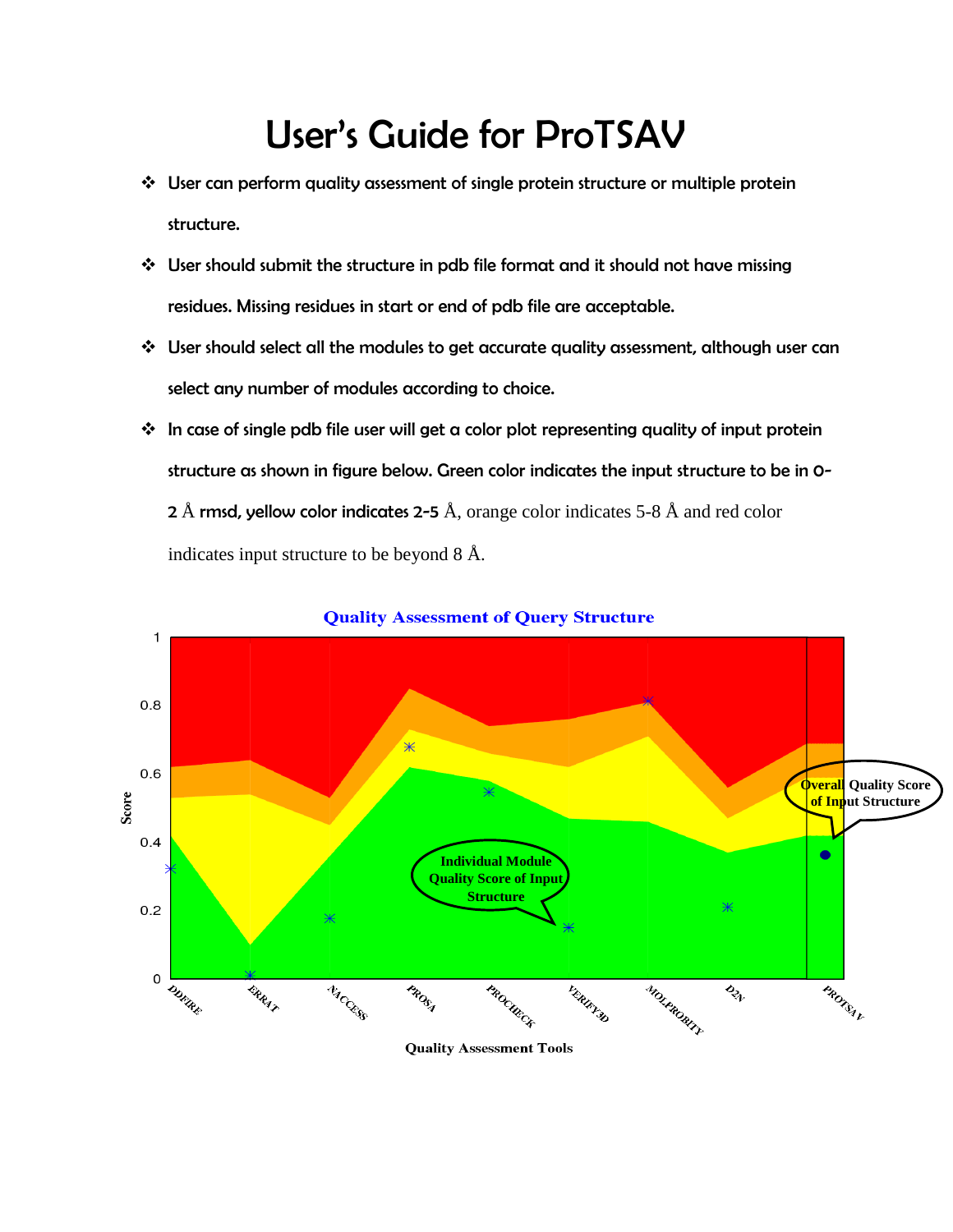# User's Guide for ProTSAV

- User can perform quality assessment of single protein structure or multiple protein structure.
- User should submit the structure in pdb file format and it should not have missing residues. Missing residues in start or end of pdb file are acceptable.
- User should select all the modules to get accurate quality assessment, although user can select any number of modules according to choice.
- In case of single pdb file user will get a color plot representing quality of input protein structure as shown in figure below. Green color indicates the input structure to be in 0-2 Å rmsd, yellow color indicates 2-5 Å, orange color indicates 5-8 Å and red color indicates input structure to be beyond 8 Å.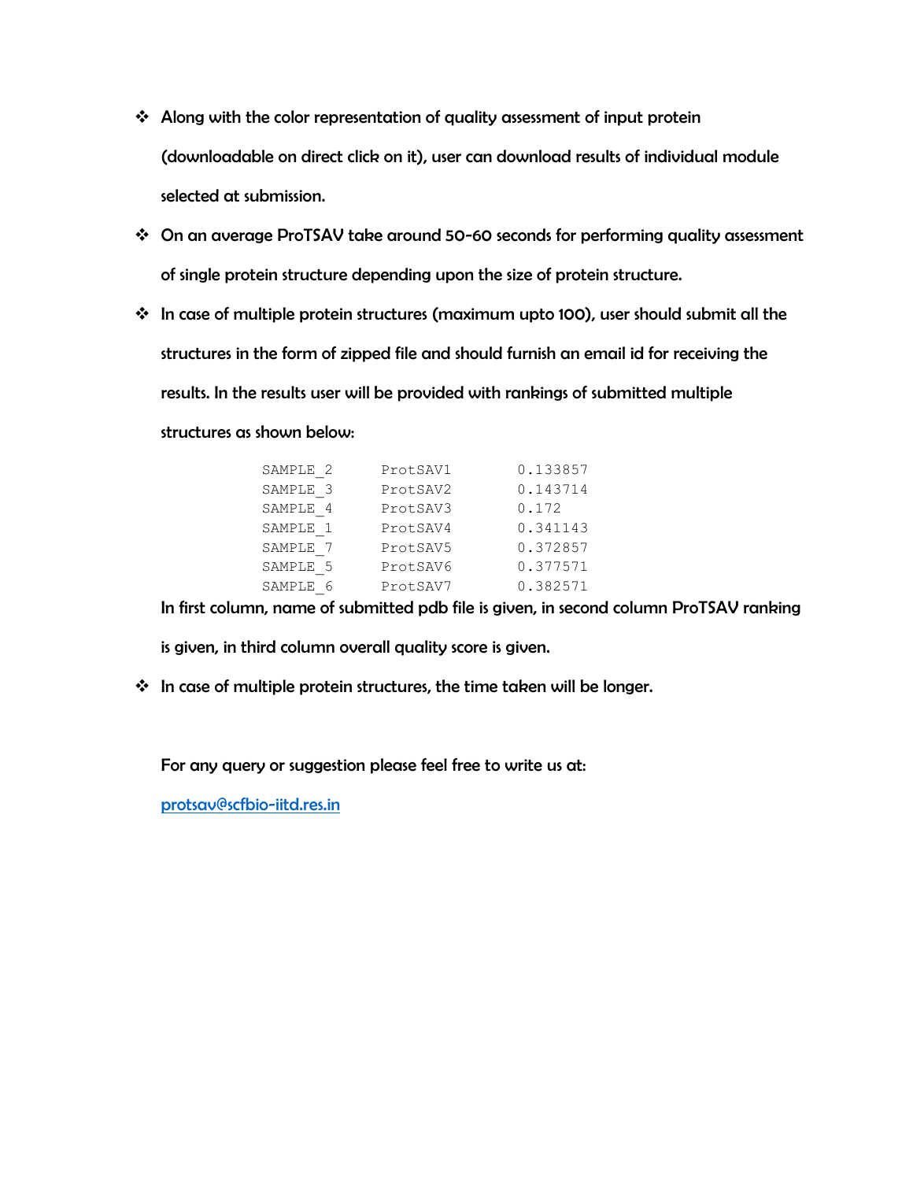- Along with the color representation of quality assessment of input protein (downloadable on direct click on it), user can download results of individual module selected at submission.
- On an average ProTSAV take around 50-60 seconds for performing quality assessment of single protein structure depending upon the size of protein structure.
- In case of multiple protein structures (maximum upto 100), user should submit all the structures in the form of zipped file and should furnish an email id for receiving the results. In the results user will be provided with rankings of submitted multiple structures as shown below:

| | | |
|---|---|---|
| SAMPLE_2 | ProtSAV1 | 0.133857 |
| SAMPLE_3 | ProtSAV2 | 0.143714 |
| SAMPLE_4 | ProtSAV3 | 0.172 |
| SAMPLE_1 | ProtSAV4 | 0.341143 |
| SAMPLE_7 | ProtSAV5 | 0.372857 |
| SAMPLE_5 | ProtSAV6 | 0.377571 |
| SAMPLE_6 | ProtSAV7 | 0.382571 |

In first column, name of submitted pdb file is given, in second column ProTSAV ranking is given, in third column overall quality score is given.

- In case of multiple protein structures, the time taken will be longer.

For any query or suggestion please feel free to write us at:

protsav@scfbio-iitd.res.in